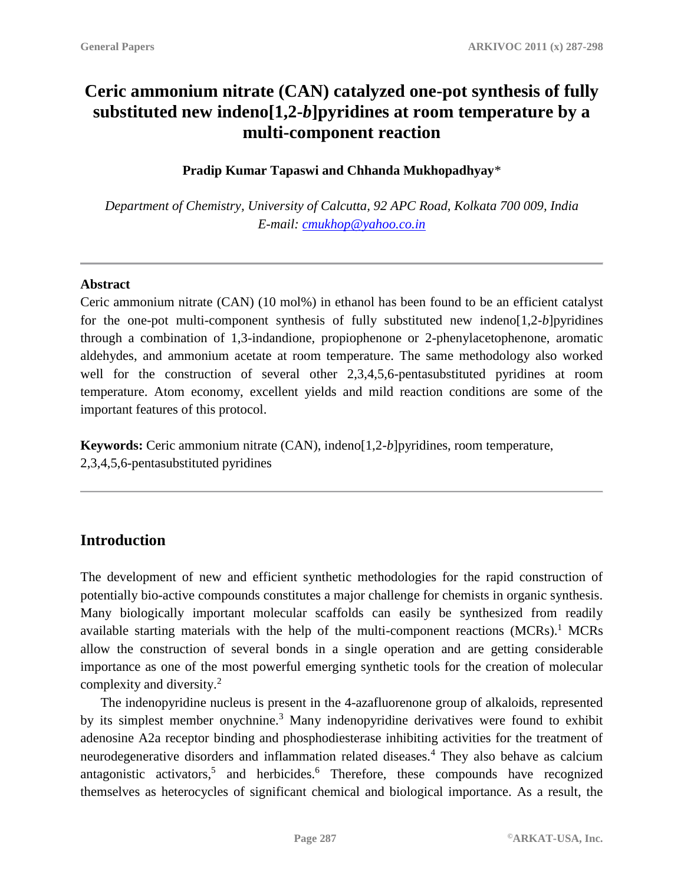# Ceric ammonium nitrate (CAN) catalyzed one-pot synthesis of fully substituted new indeno[1,2-*b*]pyridines at room temperature by a multi-component reaction

**Pradip Kumar Tapaswi and Chhanda Mukhopadhyay***

*Department of Chemistry, University of Calcutta, 92 APC Road, Kolkata 700 009, India*
*E-mail: cmukhop@yahoo.co.in*

---

**Abstract**

Ceric ammonium nitrate (CAN) (10 mol%) in ethanol has been found to be an efficient catalyst for the one-pot multi-component synthesis of fully substituted new indeno[1,2-*b*]pyridines through a combination of 1,3-indandione, propiophenone or 2-phenylacetophenone, aromatic aldehydes, and ammonium acetate at room temperature. The same methodology also worked well for the construction of several other 2,3,4,5,6-pentasubstituted pyridines at room temperature. Atom economy, excellent yields and mild reaction conditions are some of the important features of this protocol.

**Keywords:** Ceric ammonium nitrate (CAN), indeno[1,2-*b*]pyridines, room temperature, 2,3,4,5,6-pentasubstituted pyridines

---

## Introduction

The development of new and efficient synthetic methodologies for the rapid construction of potentially bio-active compounds constitutes a major challenge for chemists in organic synthesis. Many biologically important molecular scaffolds can easily be synthesized from readily available starting materials with the help of the multi-component reactions (MCRs).[1] MCRs allow the construction of several bonds in a single operation and are getting considerable importance as one of the most powerful emerging synthetic tools for the creation of molecular complexity and diversity.[2]

The indenopyridine nucleus is present in the 4-azafluorenone group of alkaloids, represented by its simplest member onychnine.[3] Many indenopyridine derivatives were found to exhibit adenosine A2a receptor binding and phosphodiesterase inhibiting activities for the treatment of neurodegenerative disorders and inflammation related diseases.[4] They also behave as calcium antagonistic activators,[5] and herbicides.[6] Therefore, these compounds have recognized themselves as heterocycles of significant chemical and biological importance. As a result, the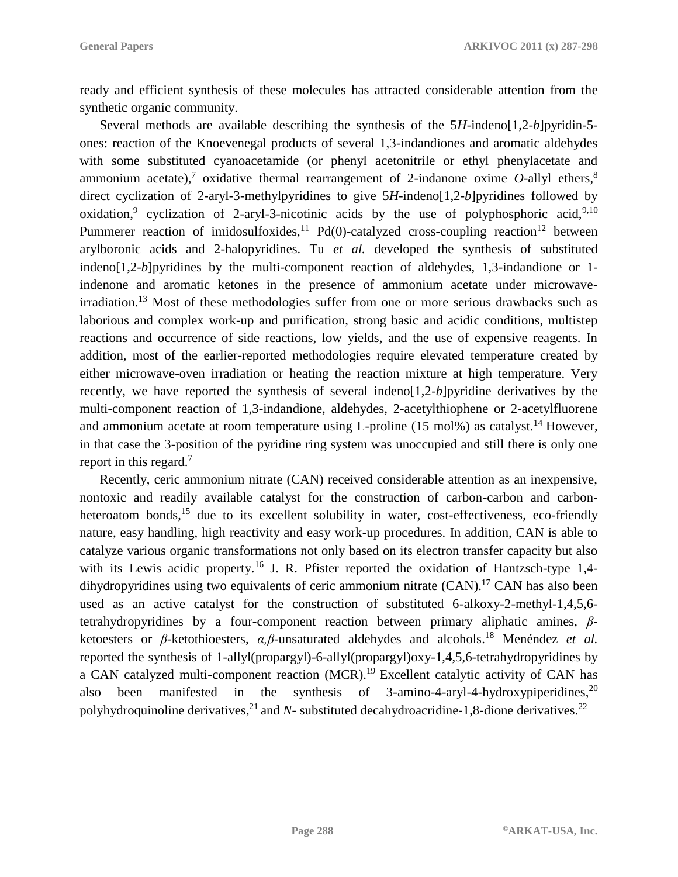ready and efficient synthesis of these molecules has attracted considerable attention from the synthetic organic community.

Several methods are available describing the synthesis of the 5*H*-indeno[1,2-*b*]pyridin-5-ones: reaction of the Knoevenegal products of several 1,3-indandiones and aromatic aldehydes with some substituted cyanoacetamide (or phenyl acetonitrile or ethyl phenylacetate and ammonium acetate),[7] oxidative thermal rearrangement of 2-indanone oxime *O*-allyl ethers,[8] direct cyclization of 2-aryl-3-methylpyridines to give 5*H*-indeno[1,2-*b*]pyridines followed by oxidation,[9] cyclization of 2-aryl-3-nicotinic acids by the use of polyphosphoric acid,[9,10] Pummerer reaction of imidosulfoxides,[11] Pd(0)-catalyzed cross-coupling reaction[12] between arylboronic acids and 2-halopyridines. Tu *et al.* developed the synthesis of substituted indeno[1,2-*b*]pyridines by the multi-component reaction of aldehydes, 1,3-indandione or 1-indenone and aromatic ketones in the presence of ammonium acetate under microwave-irradiation.[13] Most of these methodologies suffer from one or more serious drawbacks such as laborious and complex work-up and purification, strong basic and acidic conditions, multistep reactions and occurrence of side reactions, low yields, and the use of expensive reagents. In addition, most of the earlier-reported methodologies require elevated temperature created by either microwave-oven irradiation or heating the reaction mixture at high temperature. Very recently, we have reported the synthesis of several indeno[1,2-*b*]pyridine derivatives by the multi-component reaction of 1,3-indandione, aldehydes, 2-acetylthiophene or 2-acetylfluorene and ammonium acetate at room temperature using L-proline (15 mol%) as catalyst.[14] However, in that case the 3-position of the pyridine ring system was unoccupied and still there is only one report in this regard.[7]

Recently, ceric ammonium nitrate (CAN) received considerable attention as an inexpensive, nontoxic and readily available catalyst for the construction of carbon-carbon and carbon-heteroatom bonds,[15] due to its excellent solubility in water, cost-effectiveness, eco-friendly nature, easy handling, high reactivity and easy work-up procedures. In addition, CAN is able to catalyze various organic transformations not only based on its electron transfer capacity but also with its Lewis acidic property.[16] J. R. Pfister reported the oxidation of Hantzsch-type 1,4-dihydropyridines using two equivalents of ceric ammonium nitrate (CAN).[17] CAN has also been used as an active catalyst for the construction of substituted 6-alkoxy-2-methyl-1,4,5,6-tetrahydropyridines by a four-component reaction between primary aliphatic amines, *β*-ketoesters or *β*-ketothioesters, *α,β*-unsaturated aldehydes and alcohols.[18] Menéndez *et al.* reported the synthesis of 1-allyl(propargyl)-6-allyl(propargyl)oxy-1,4,5,6-tetrahydropyridines by a CAN catalyzed multi-component reaction (MCR).[19] Excellent catalytic activity of CAN has also been manifested in the synthesis of 3-amino-4-aryl-4-hydroxypiperidines,[20] polyhydroquinoline derivatives,[21] and *N*- substituted decahydroacridine-1,8-dione derivatives.[22]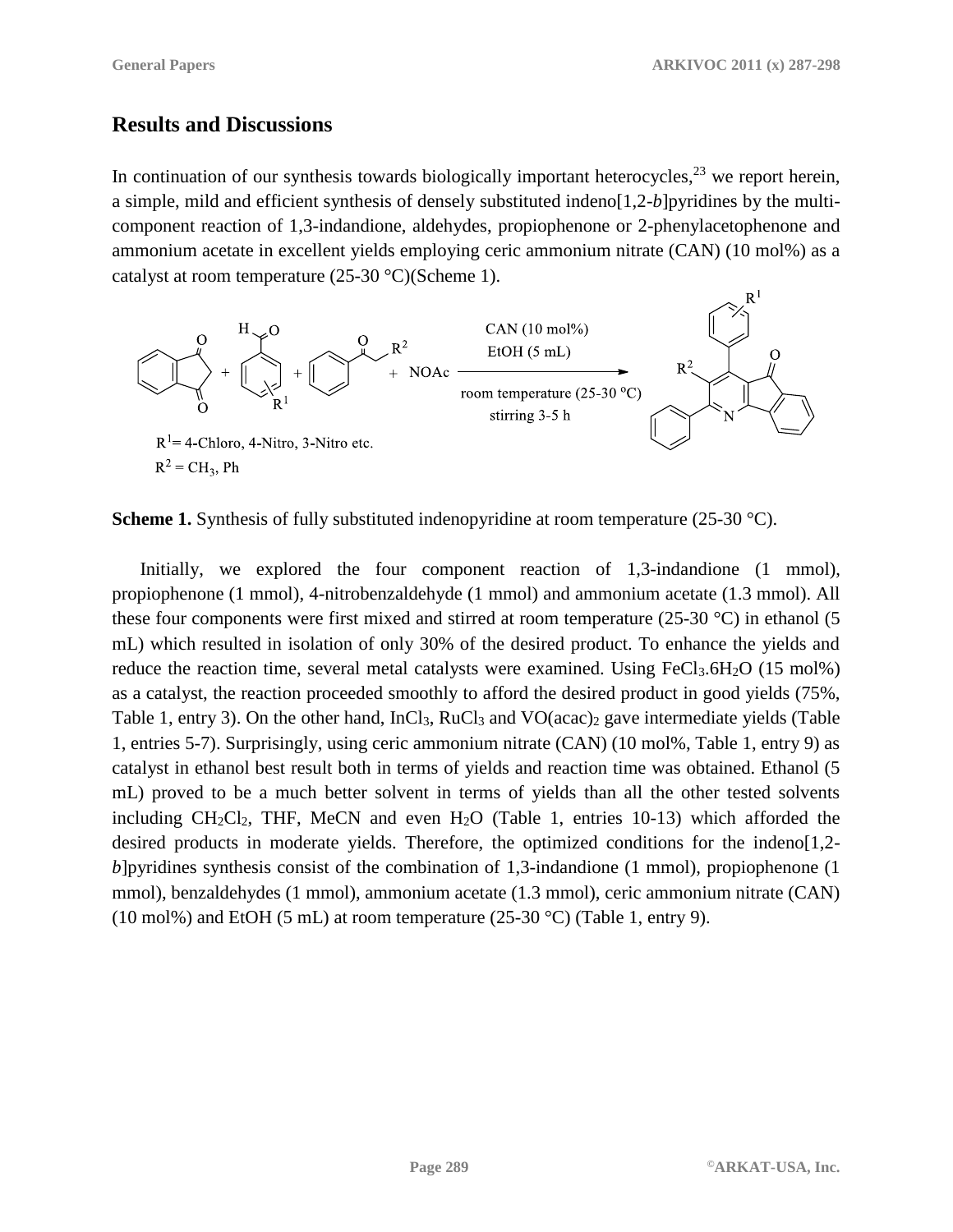## Results and Discussions

In continuation of our synthesis towards biologically important heterocycles,[23] we report herein, a simple, mild and efficient synthesis of densely substituted indeno[1,2-*b*]pyridines by the multi-component reaction of 1,3-indandione, aldehydes, propiophenone or 2-phenylacetophenone and ammonium acetate in excellent yields employing ceric ammonium nitrate (CAN) (10 mol%) as a catalyst at room temperature (25-30 °C)(Scheme 1).

$R^1$ = 4-Chloro, 4-Nitro, 3-Nitro etc.
$R^2$ = $CH_3$, Ph

**Scheme 1.** Synthesis of fully substituted indenopyridine at room temperature (25-30 °C).

Initially, we explored the four component reaction of 1,3-indandione (1 mmol), propiophenone (1 mmol), 4-nitrobenzaldehyde (1 mmol) and ammonium acetate (1.3 mmol). All these four components were first mixed and stirred at room temperature (25-30 °C) in ethanol (5 mL) which resulted in isolation of only 30% of the desired product. To enhance the yields and reduce the reaction time, several metal catalysts were examined. Using $FeCl_3.6H_2O$ (15 mol%) as a catalyst, the reaction proceeded smoothly to afford the desired product in good yields (75%, Table 1, entry 3). On the other hand, $InCl_3$, $RuCl_3$ and $VO(acac)_2$ gave intermediate yields (Table 1, entries 5-7). Surprisingly, using ceric ammonium nitrate (CAN) (10 mol%, Table 1, entry 9) as catalyst in ethanol best result both in terms of yields and reaction time was obtained. Ethanol (5 mL) proved to be a much better solvent in terms of yields than all the other tested solvents including $CH_2Cl_2$, THF, MeCN and even $H_2O$ (Table 1, entries 10-13) which afforded the desired products in moderate yields. Therefore, the optimized conditions for the indeno[1,2-*b*]pyridines synthesis consist of the combination of 1,3-indandione (1 mmol), propiophenone (1 mmol), benzaldehydes (1 mmol), ammonium acetate (1.3 mmol), ceric ammonium nitrate (CAN) (10 mol%) and EtOH (5 mL) at room temperature (25-30 °C) (Table 1, entry 9).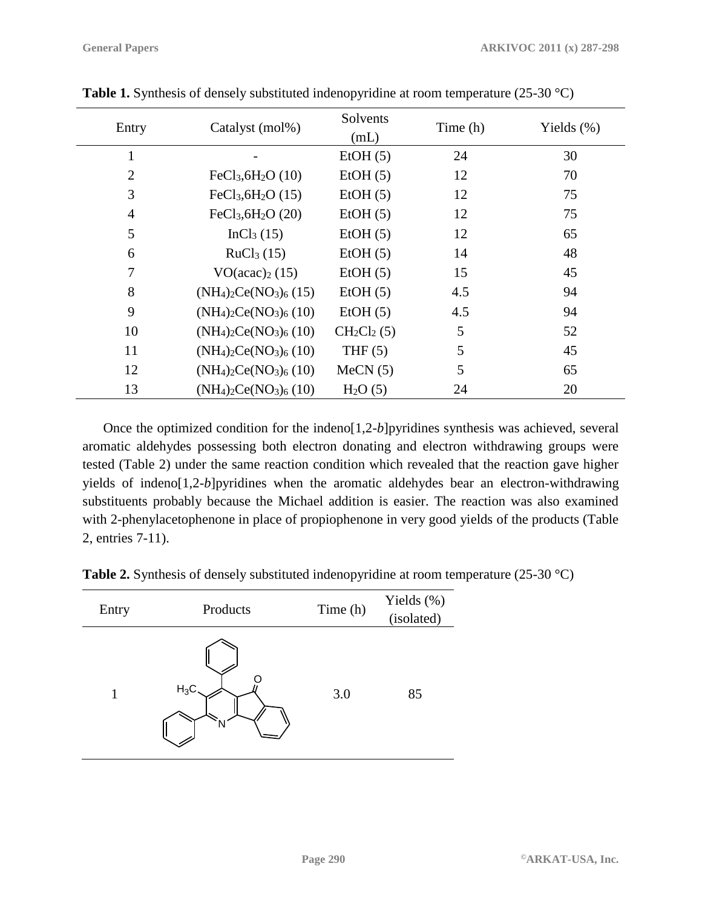**Table 1.** Synthesis of densely substituted indenopyridine at room temperature (25-30 °C)

| Entry | Catalyst (mol%) | Solvents (mL) | Time (h) | Yields (%) |
|---|---|---|---|---|
| 1 | - | EtOH (5) | 24 | 30 |
| 2 | $FeCl_3,6H_2O$ (10) | EtOH (5) | 12 | 70 |
| 3 | $FeCl_3,6H_2O$ (15) | EtOH (5) | 12 | 75 |
| 4 | $FeCl_3,6H_2O$ (20) | EtOH (5) | 12 | 75 |
| 5 | $InCl_3$ (15) | EtOH (5) | 12 | 65 |
| 6 | $RuCl_3$ (15) | EtOH (5) | 14 | 48 |
| 7 | $VO(acac)_2$ (15) | EtOH (5) | 15 | 45 |
| 8 | $(NH_4)_2Ce(NO_3)_6$ (15) | EtOH (5) | 4.5 | 94 |
| 9 | $(NH_4)_2Ce(NO_3)_6$ (10) | EtOH (5) | 4.5 | 94 |
| 10 | $(NH_4)_2Ce(NO_3)_6$ (10) | $CH_2Cl_2$ (5) | 5 | 52 |
| 11 | $(NH_4)_2Ce(NO_3)_6$ (10) | THF (5) | 5 | 45 |
| 12 | $(NH_4)_2Ce(NO_3)_6$ (10) | MeCN (5) | 5 | 65 |
| 13 | $(NH_4)_2Ce(NO_3)_6$ (10) | $H_2O$ (5) | 24 | 20 |

Once the optimized condition for the indeno[1,2-*b*]pyridines synthesis was achieved, several aromatic aldehydes possessing both electron donating and electron withdrawing groups were tested (Table 2) under the same reaction condition which revealed that the reaction gave higher yields of indeno[1,2-*b*]pyridines when the aromatic aldehydes bear an electron-withdrawing substituents probably because the Michael addition is easier. The reaction was also examined with 2-phenylacetophenone in place of propiophenone in very good yields of the products (Table 2, entries 7-11).

**Table 2.** Synthesis of densely substituted indenopyridine at room temperature (25-30 °C)

| Entry | Products | Time (h) | Yields (%) (isolated) |
|---|---|---|---|
| 1 | 3-methyl-2,4-diphenyl-5H-indeno[1,2-*b*]pyridin-5-one | 3.0 | 85 |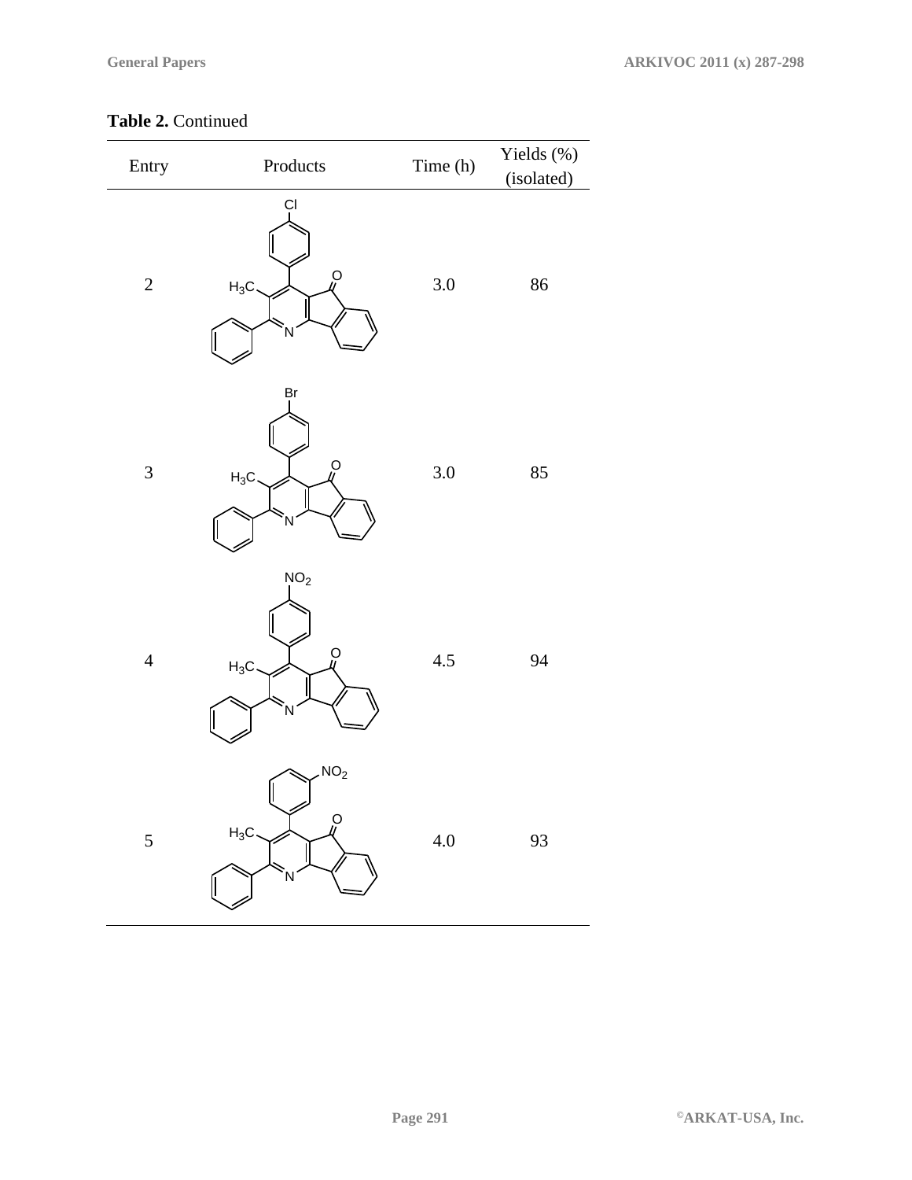**Table 2.** Continued

| Entry | Products | Time (h) | Yields (%) (isolated) |
|---|---|---|---|
| 2 | | 3.0 | 86 |
| 3 | | 3.0 | 85 |
| 4 | | 4.5 | 94 |
| 5 | | 4.0 | 93 |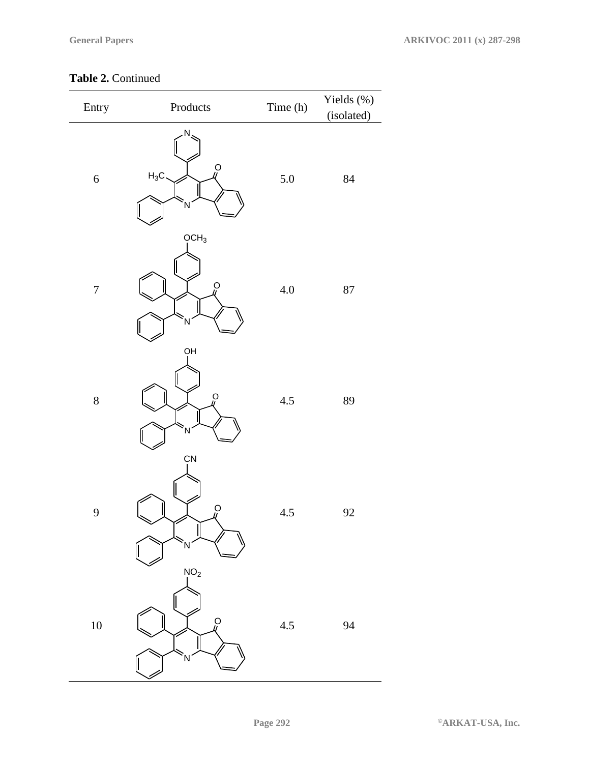**Table 2.** Continued

| Entry | Products | Time (h) | Yields (%) (isolated) |
| --- | --- | --- | --- |
| 6 | | 5.0 | 84 |
| 7 | | 4.0 | 87 |
| 8 | | 4.5 | 89 |
| 9 | | 4.5 | 92 |
| 10 | | 4.5 | 94 |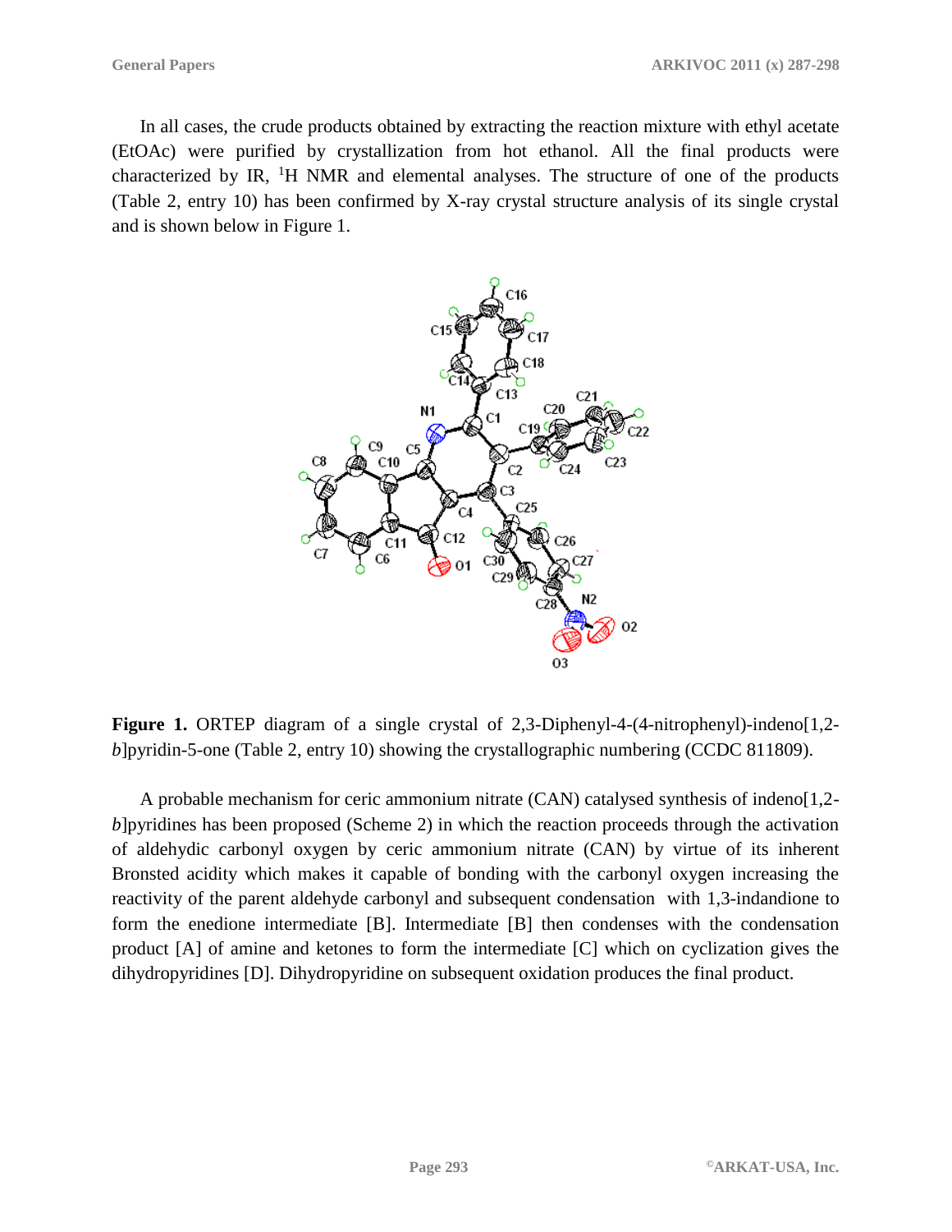In all cases, the crude products obtained by extracting the reaction mixture with ethyl acetate (EtOAc) were purified by crystallization from hot ethanol. All the final products were characterized by IR, $^{1}$H NMR and elemental analyses. The structure of one of the products (Table 2, entry 10) has been confirmed by X-ray crystal structure analysis of its single crystal and is shown below in Figure 1.

**Figure 1.** ORTEP diagram of a single crystal of 2,3-Diphenyl-4-(4-nitrophenyl)-indeno[1,2-*b*]pyridin-5-one (Table 2, entry 10) showing the crystallographic numbering (CCDC 811809).

A probable mechanism for ceric ammonium nitrate (CAN) catalysed synthesis of indeno[1,2-*b*]pyridines has been proposed (Scheme 2) in which the reaction proceeds through the activation of aldehydic carbonyl oxygen by ceric ammonium nitrate (CAN) by virtue of its inherent Bronsted acidity which makes it capable of bonding with the carbonyl oxygen increasing the reactivity of the parent aldehyde carbonyl and subsequent condensation with 1,3-indandione to form the enedione intermediate [B]. Intermediate [B] then condenses with the condensation product [A] of amine and ketones to form the intermediate [C] which on cyclization gives the dihydropyridines [D]. Dihydropyridine on subsequent oxidation produces the final product.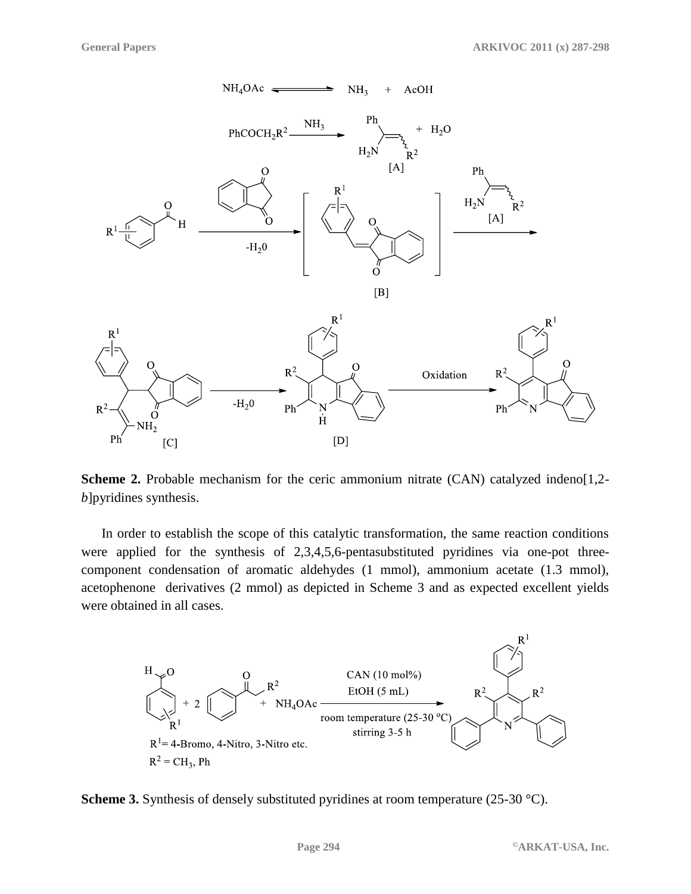**Scheme 2.** Probable mechanism for the ceric ammonium nitrate (CAN) catalyzed indeno[1,2-*b*]pyridines synthesis.

In order to establish the scope of this catalytic transformation, the same reaction conditions were applied for the synthesis of 2,3,4,5,6-pentasubstituted pyridines via one-pot three-component condensation of aromatic aldehydes (1 mmol), ammonium acetate (1.3 mmol), acetophenone derivatives (2 mmol) as depicted in Scheme 3 and as expected excellent yields were obtained in all cases.

**Scheme 3.** Synthesis of densely substituted pyridines at room temperature (25-30 °C).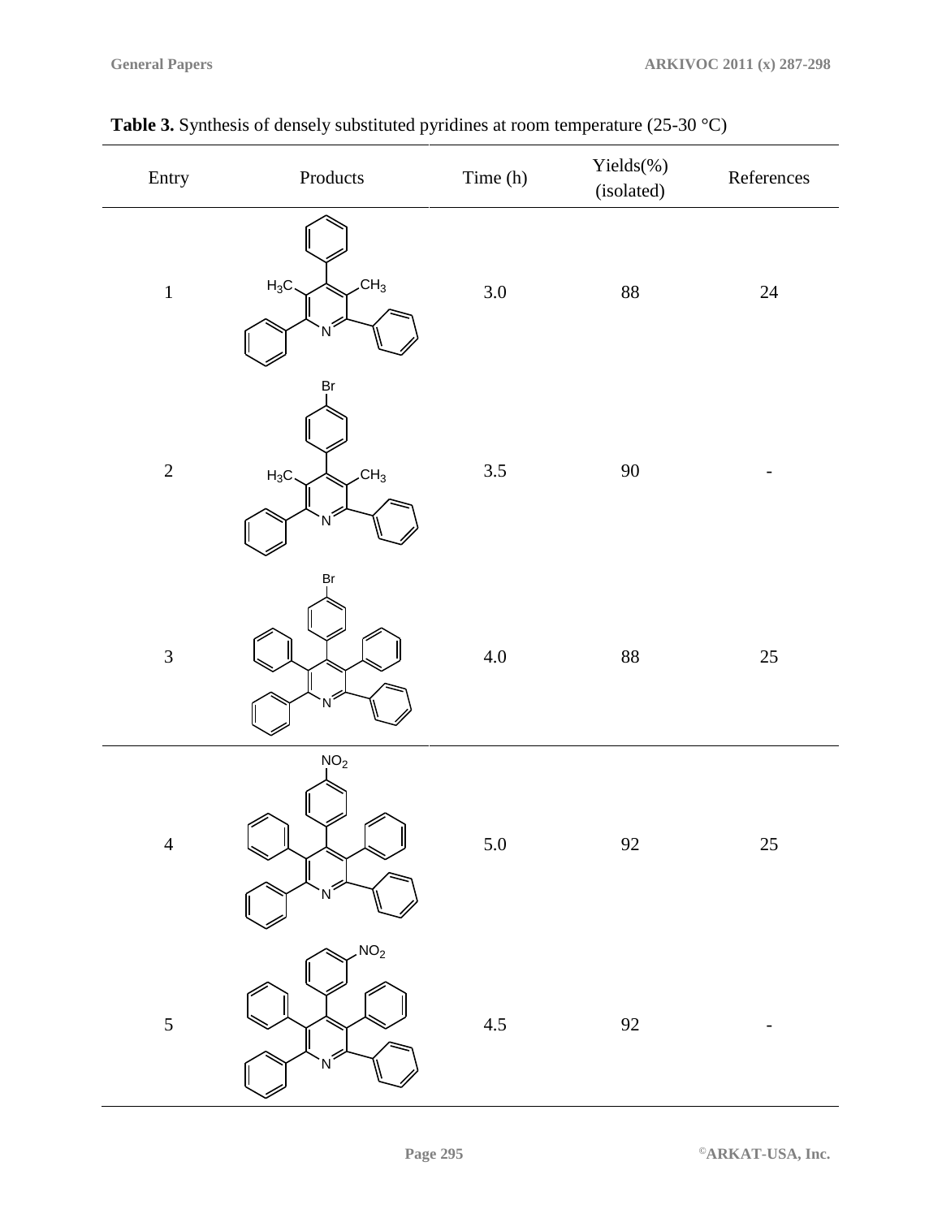**Table 3.** Synthesis of densely substituted pyridines at room temperature (25-30 °C)

| Entry | Products | Time (h) | Yields(%) (isolated) | References |
|---|---|---|---|---|
| 1 | | 3.0 | 88 | 24 |
| 2 | | 3.5 | 90 | - |
| 3 | | 4.0 | 88 | 25 |
| 4 | | 5.0 | 92 | 25 |
| 5 | | 4.5 | 92 | - |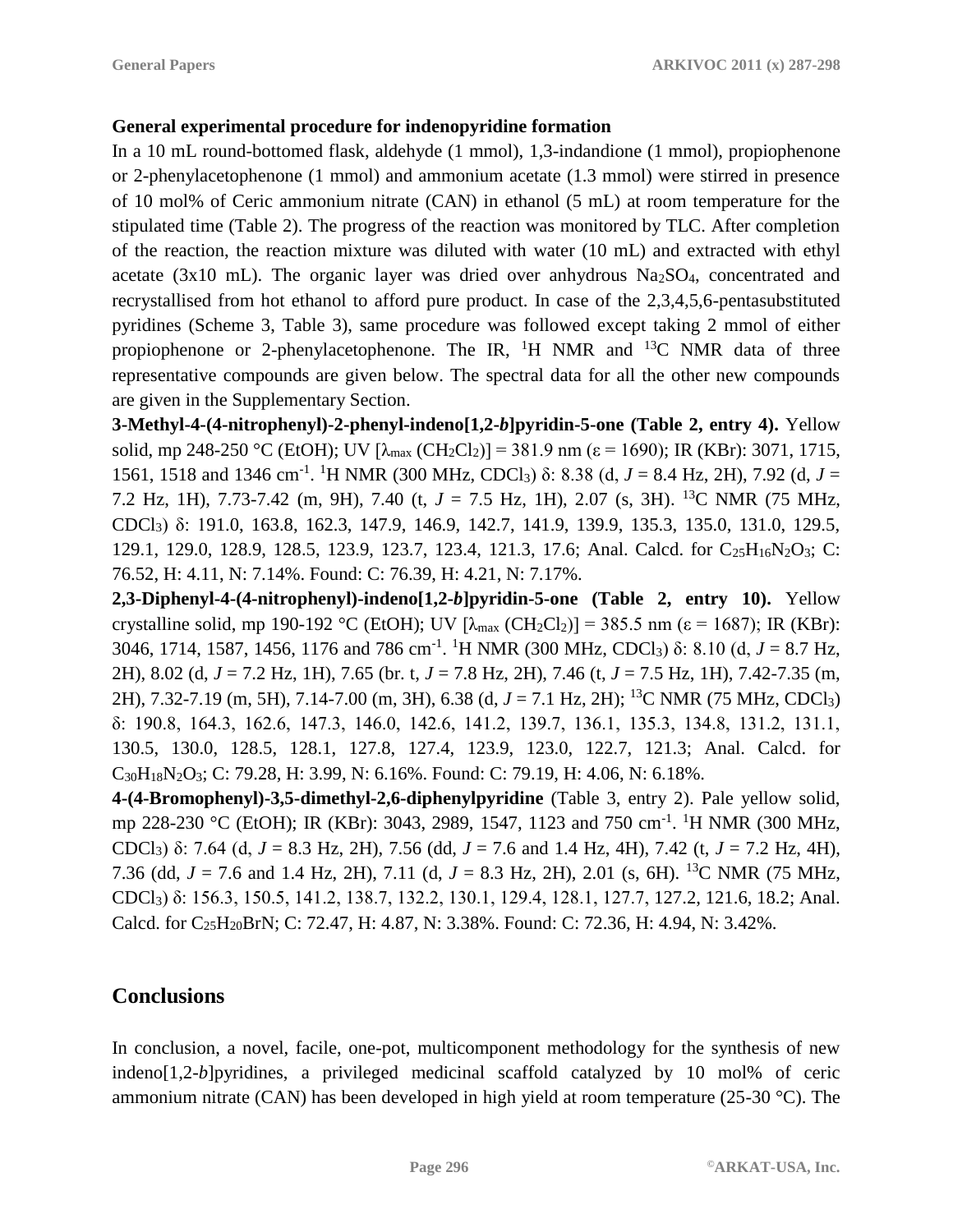**General experimental procedure for indenopyridine formation**

In a 10 mL round-bottomed flask, aldehyde (1 mmol), 1,3-indandione (1 mmol), propiophenone or 2-phenylacetophenone (1 mmol) and ammonium acetate (1.3 mmol) were stirred in presence of 10 mol% of Ceric ammonium nitrate (CAN) in ethanol (5 mL) at room temperature for the stipulated time (Table 2). The progress of the reaction was monitored by TLC. After completion of the reaction, the reaction mixture was diluted with water (10 mL) and extracted with ethyl acetate (3x10 mL). The organic layer was dried over anhydrous $Na_2SO_4$, concentrated and recrystallised from hot ethanol to afford pure product. In case of the 2,3,4,5,6-pentasubstituted pyridines (Scheme 3, Table 3), same procedure was followed except taking 2 mmol of either propiophenone or 2-phenylacetophenone. The IR, $^1$H NMR and $^{13}$C NMR data of three representative compounds are given below. The spectral data for all the other new compounds are given in the Supplementary Section.

**3-Methyl-4-(4-nitrophenyl)-2-phenyl-indeno[1,2-*b*]pyridin-5-one (Table 2, entry 4).** Yellow solid, mp 248-250 °C (EtOH); UV [$\lambda_{max}$ ($CH_2Cl_2$)] = 381.9 nm ($\varepsilon$ = 1690); IR (KBr): 3071, 1715, 1561, 1518 and 1346 cm$^{-1}$. $^1$H NMR (300 MHz, $CDCl_3$) $\delta$: 8.38 (d, *J* = 8.4 Hz, 2H), 7.92 (d, *J* = 7.2 Hz, 1H), 7.73-7.42 (m, 9H), 7.40 (t, *J* = 7.5 Hz, 1H), 2.07 (s, 3H). $^{13}$C NMR (75 MHz, $CDCl_3$) $\delta$: 191.0, 163.8, 162.3, 147.9, 146.9, 142.7, 141.9, 139.9, 135.3, 135.0, 131.0, 129.5, 129.1, 129.0, 128.9, 128.5, 123.9, 123.7, 123.4, 121.3, 17.6; Anal. Calcd. for $C_{25}H_{16}N_2O_3$; C: 76.52, H: 4.11, N: 7.14%. Found: C: 76.39, H: 4.21, N: 7.17%.

**2,3-Diphenyl-4-(4-nitrophenyl)-indeno[1,2-*b*]pyridin-5-one (Table 2, entry 10).** Yellow crystalline solid, mp 190-192 °C (EtOH); UV [$\lambda_{max}$ ($CH_2Cl_2$)] = 385.5 nm ($\varepsilon$ = 1687); IR (KBr): 3046, 1714, 1587, 1456, 1176 and 786 cm$^{-1}$. $^1$H NMR (300 MHz, $CDCl_3$) $\delta$: 8.10 (d, *J* = 8.7 Hz, 2H), 8.02 (d, *J* = 7.2 Hz, 1H), 7.65 (br. t, *J* = 7.8 Hz, 2H), 7.46 (t, *J* = 7.5 Hz, 1H), 7.42-7.35 (m, 2H), 7.32-7.19 (m, 5H), 7.14-7.00 (m, 3H), 6.38 (d, *J* = 7.1 Hz, 2H); $^{13}$C NMR (75 MHz, $CDCl_3$) $\delta$: 190.8, 164.3, 162.6, 147.3, 146.0, 142.6, 141.2, 139.7, 136.1, 135.3, 134.8, 131.2, 131.1, 130.5, 130.0, 128.5, 128.1, 127.8, 127.4, 123.9, 123.0, 122.7, 121.3; Anal. Calcd. for $C_{30}H_{18}N_2O_3$; C: 79.28, H: 3.99, N: 6.16%. Found: C: 79.19, H: 4.06, N: 6.18%.

**4-(4-Bromophenyl)-3,5-dimethyl-2,6-diphenylpyridine** (Table 3, entry 2). Pale yellow solid, mp 228-230 °C (EtOH); IR (KBr): 3043, 2989, 1547, 1123 and 750 cm$^{-1}$. $^1$H NMR (300 MHz, $CDCl_3$) $\delta$: 7.64 (d, *J* = 8.3 Hz, 2H), 7.56 (dd, *J* = 7.6 and 1.4 Hz, 4H), 7.42 (t, *J* = 7.2 Hz, 4H), 7.36 (dd, *J* = 7.6 and 1.4 Hz, 2H), 7.11 (d, *J* = 8.3 Hz, 2H), 2.01 (s, 6H). $^{13}$C NMR (75 MHz, $CDCl_3$) $\delta$: 156.3, 150.5, 141.2, 138.7, 132.2, 130.1, 129.4, 128.1, 127.7, 127.2, 121.6, 18.2; Anal. Calcd. for $C_{25}H_{20}BrN$; C: 72.47, H: 4.87, N: 3.38%. Found: C: 72.36, H: 4.94, N: 3.42%.

## Conclusions

In conclusion, a novel, facile, one-pot, multicomponent methodology for the synthesis of new indeno[1,2-*b*]pyridines, a privileged medicinal scaffold catalyzed by 10 mol% of ceric ammonium nitrate (CAN) has been developed in high yield at room temperature (25-30 °C). The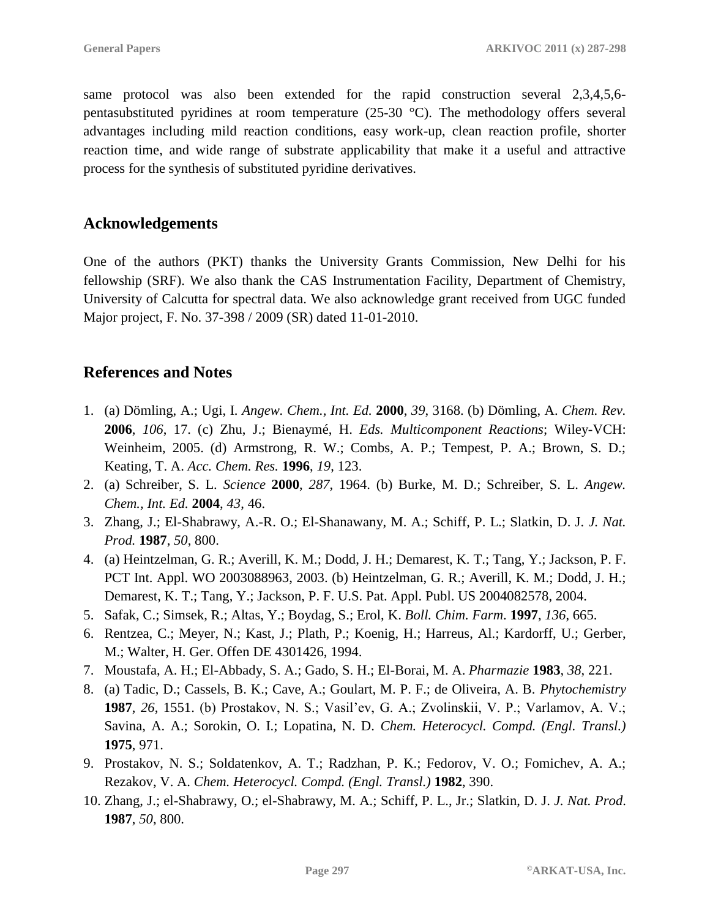same protocol was also been extended for the rapid construction several 2,3,4,5,6-pentasubstituted pyridines at room temperature (25-30 °C). The methodology offers several advantages including mild reaction conditions, easy work-up, clean reaction profile, shorter reaction time, and wide range of substrate applicability that make it a useful and attractive process for the synthesis of substituted pyridine derivatives.

## Acknowledgements

One of the authors (PKT) thanks the University Grants Commission, New Delhi for his fellowship (SRF). We also thank the CAS Instrumentation Facility, Department of Chemistry, University of Calcutta for spectral data. We also acknowledge grant received from UGC funded Major project, F. No. 37-398 / 2009 (SR) dated 11-01-2010.

## References and Notes

1. (a) Dömling, A.; Ugi, I. *Angew. Chem., Int. Ed.* **2000**, *39*, 3168. (b) Dömling, A. *Chem. Rev.* **2006**, *106*, 17. (c) Zhu, J.; Bienaymé, H. *Eds. Multicomponent Reactions*; Wiley-VCH: Weinheim, 2005. (d) Armstrong, R. W.; Combs, A. P.; Tempest, P. A.; Brown, S. D.; Keating, T. A. *Acc. Chem. Res.* **1996**, *19*, 123.
2. (a) Schreiber, S. L. *Science* **2000**, *287*, 1964. (b) Burke, M. D.; Schreiber, S. L. *Angew. Chem., Int. Ed.* **2004**, *43*, 46.
3. Zhang, J.; El-Shabrawy, A.-R. O.; El-Shanawany, M. A.; Schiff, P. L.; Slatkin, D. J. *J. Nat. Prod.* **1987**, *50*, 800.
4. (a) Heintzelman, G. R.; Averill, K. M.; Dodd, J. H.; Demarest, K. T.; Tang, Y.; Jackson, P. F. PCT Int. Appl. WO 2003088963, 2003. (b) Heintzelman, G. R.; Averill, K. M.; Dodd, J. H.; Demarest, K. T.; Tang, Y.; Jackson, P. F. U.S. Pat. Appl. Publ. US 2004082578, 2004.
5. Safak, C.; Simsek, R.; Altas, Y.; Boydag, S.; Erol, K. *Boll. Chim. Farm.* **1997**, *136*, 665.
6. Rentzea, C.; Meyer, N.; Kast, J.; Plath, P.; Koenig, H.; Harreus, Al.; Kardorff, U.; Gerber, M.; Walter, H. Ger. Offen DE 4301426, 1994.
7. Moustafa, A. H.; El-Abbady, S. A.; Gado, S. H.; El-Borai, M. A. *Pharmazie* **1983**, *38*, 221.
8. (a) Tadic, D.; Cassels, B. K.; Cave, A.; Goulart, M. P. F.; de Oliveira, A. B. *Phytochemistry* **1987**, *26*, 1551. (b) Prostakov, N. S.; Vasil'ev, G. A.; Zvolinskii, V. P.; Varlamov, A. V.; Savina, A. A.; Sorokin, O. I.; Lopatina, N. D. *Chem. Heterocycl. Compd. (Engl. Transl.)* **1975**, 971.
9. Prostakov, N. S.; Soldatenkov, A. T.; Radzhan, P. K.; Fedorov, V. O.; Fomichev, A. A.; Rezakov, V. A. *Chem. Heterocycl. Compd. (Engl. Transl.)* **1982**, 390.
10. Zhang, J.; el-Shabrawy, O.; el-Shabrawy, M. A.; Schiff, P. L., Jr.; Slatkin, D. J. *J. Nat. Prod.* **1987**, *50*, 800.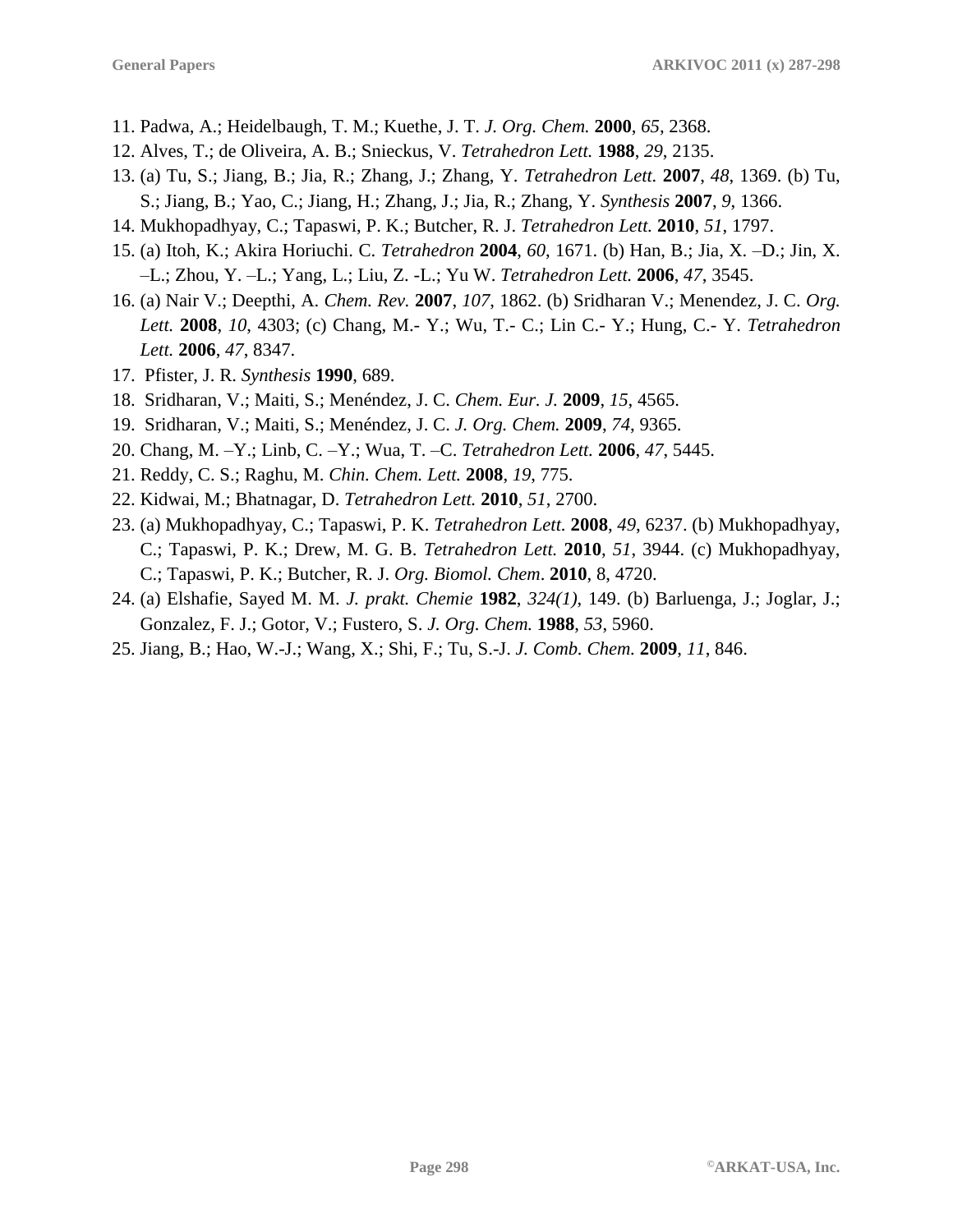11. Padwa, A.; Heidelbaugh, T. M.; Kuethe, J. T. *J. Org. Chem.* **2000**, *65*, 2368.
12. Alves, T.; de Oliveira, A. B.; Snieckus, V. *Tetrahedron Lett.* **1988**, *29*, 2135.
13. (a) Tu, S.; Jiang, B.; Jia, R.; Zhang, J.; Zhang, Y. *Tetrahedron Lett.* **2007**, *48*, 1369. (b) Tu, S.; Jiang, B.; Yao, C.; Jiang, H.; Zhang, J.; Jia, R.; Zhang, Y. *Synthesis* **2007**, *9*, 1366.
14. Mukhopadhyay, C.; Tapaswi, P. K.; Butcher, R. J. *Tetrahedron Lett.* **2010**, *51*, 1797.
15. (a) Itoh, K.; Akira Horiuchi. C. *Tetrahedron* **2004**, *60*, 1671. (b) Han, B.; Jia, X. –D.; Jin, X. –L.; Zhou, Y. –L.; Yang, L.; Liu, Z. -L.; Yu W. *Tetrahedron Lett.* **2006**, *47*, 3545.
16. (a) Nair V.; Deepthi, A. *Chem. Rev.* **2007**, *107*, 1862. (b) Sridharan V.; Menendez, J. C. *Org. Lett.* **2008**, *10*, 4303; (c) Chang, M.- Y.; Wu, T.- C.; Lin C.- Y.; Hung, C.- Y. *Tetrahedron Lett.* **2006**, *47*, 8347.
17. Pfister, J. R. *Synthesis* **1990**, 689.
18. Sridharan, V.; Maiti, S.; Menéndez, J. C. *Chem. Eur. J.* **2009**, *15*, 4565.
19. Sridharan, V.; Maiti, S.; Menéndez, J. C. *J. Org. Chem.* **2009**, *74*, 9365.
20. Chang, M. –Y.; Linb, C. –Y.; Wua, T. –C. *Tetrahedron Lett.* **2006**, *47*, 5445.
21. Reddy, C. S.; Raghu, M. *Chin. Chem. Lett.* **2008**, *19*, 775.
22. Kidwai, M.; Bhatnagar, D. *Tetrahedron Lett.* **2010**, *51*, 2700.
23. (a) Mukhopadhyay, C.; Tapaswi, P. K. *Tetrahedron Lett.* **2008**, *49*, 6237. (b) Mukhopadhyay, C.; Tapaswi, P. K.; Drew, M. G. B. *Tetrahedron Lett.* **2010**, *51*, 3944. (c) Mukhopadhyay, C.; Tapaswi, P. K.; Butcher, R. J. *Org. Biomol. Chem*. **2010**, 8, 4720.
24. (a) Elshafie, Sayed M. M. *J. prakt. Chemie* **1982**, *324(1)*, 149. (b) Barluenga, J.; Joglar, J.; Gonzalez, F. J.; Gotor, V.; Fustero, S. *J. Org. Chem.* **1988**, *53*, 5960.
25. Jiang, B.; Hao, W.-J.; Wang, X.; Shi, F.; Tu, S.-J. *J. Comb. Chem.* **2009**, *11*, 846.